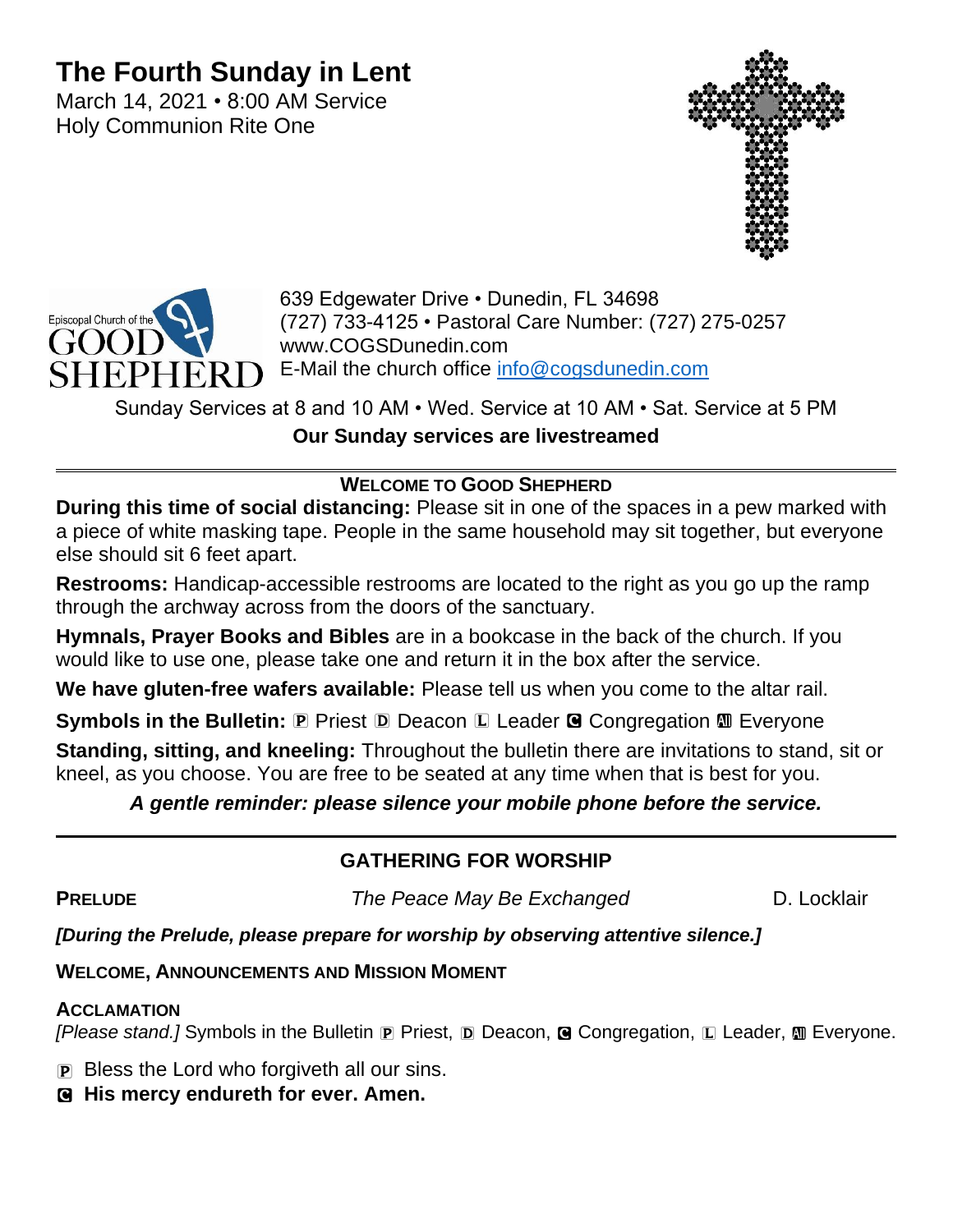# The Fourth Sunday in Lent

March 14, 2021 • 8:00 AM Service
Holy Communion Rite One

639 Edgewater Drive • Dunedin, FL 34698
(727) 733-4125 • Pastoral Care Number: (727) 275-0257
www.COGSDunedin.com
E-Mail the church office info@cogsdunedin.com

Sunday Services at 8 and 10 AM • Wed. Service at 10 AM • Sat. Service at 5 PM

**Our Sunday services are livestreamed**

---

## WELCOME TO GOOD SHEPHERD

**During this time of social distancing:** Please sit in one of the spaces in a pew marked with a piece of white masking tape. People in the same household may sit together, but everyone else should sit 6 feet apart.

**Restrooms:** Handicap-accessible restrooms are located to the right as you go up the ramp through the archway across from the doors of the sanctuary.

**Hymnals, Prayer Books and Bibles** are in a bookcase in the back of the church. If you would like to use one, please take one and return it in the box after the service.

**We have gluten-free wafers available:** Please tell us when you come to the altar rail.

**Symbols in the Bulletin:** P Priest D Deacon L Leader C Congregation A Everyone

**Standing, sitting, and kneeling:** Throughout the bulletin there are invitations to stand, sit or kneel, as you choose. You are free to be seated at any time when that is best for you.

***A gentle reminder: please silence your mobile phone before the service.***

---

## GATHERING FOR WORSHIP

**PRELUDE** *The Peace May Be Exchanged* D. Locklair

***[During the Prelude, please prepare for worship by observing attentive silence.]***

**WELCOME, ANNOUNCEMENTS AND MISSION MOMENT**

**ACCLAMATION**

*[Please stand.]* Symbols in the Bulletin P Priest, D Deacon, C Congregation, L Leader, A Everyone.

P Bless the Lord who forgiveth all our sins.

C **His mercy endureth for ever. Amen.**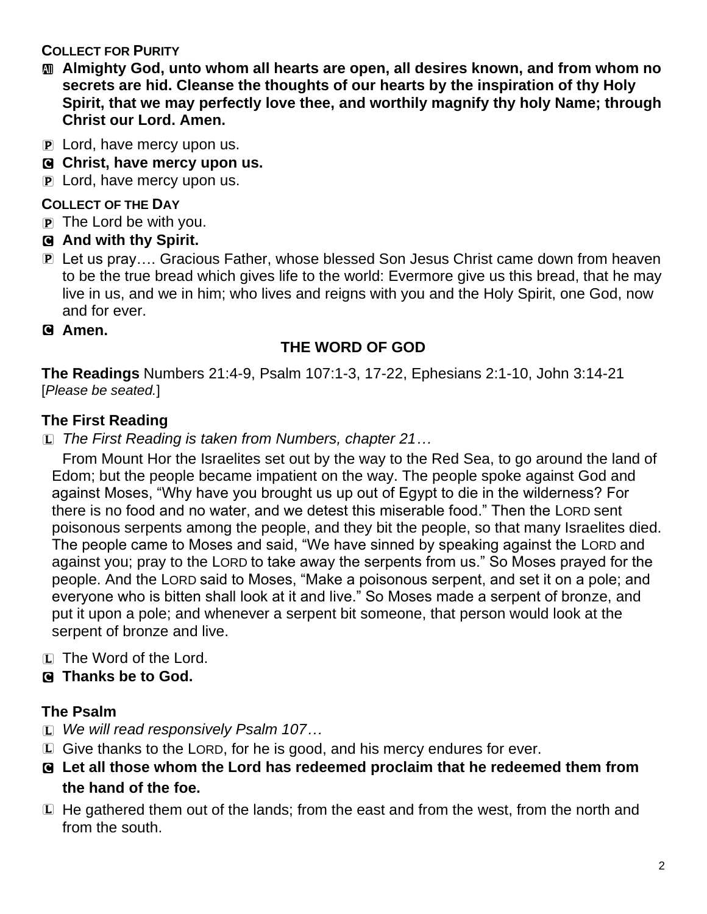**COLLECT FOR PURITY**

Ⓐ **Almighty God, unto whom all hearts are open, all desires known, and from whom no secrets are hid. Cleanse the thoughts of our hearts by the inspiration of thy Holy Spirit, that we may perfectly love thee, and worthily magnify thy holy Name; through Christ our Lord. Amen.**

Ⓟ Lord, have mercy upon us.

Ⓒ **Christ, have mercy upon us.**

Ⓟ Lord, have mercy upon us.

**COLLECT OF THE DAY**

Ⓟ The Lord be with you.

Ⓒ **And with thy Spirit.**

Ⓟ Let us pray…. Gracious Father, whose blessed Son Jesus Christ came down from heaven to be the true bread which gives life to the world: Evermore give us this bread, that he may live in us, and we in him; who lives and reigns with you and the Holy Spirit, one God, now and for ever.

Ⓒ **Amen.**

## THE WORD OF GOD

**The Readings** Numbers 21:4-9, Psalm 107:1-3, 17-22, Ephesians 2:1-10, John 3:14-21
[*Please be seated.*]

### The First Reading

Ⓛ *The First Reading is taken from Numbers, chapter 21…*

From Mount Hor the Israelites set out by the way to the Red Sea, to go around the land of Edom; but the people became impatient on the way. The people spoke against God and against Moses, "Why have you brought us up out of Egypt to die in the wilderness? For there is no food and no water, and we detest this miserable food." Then the LORD sent poisonous serpents among the people, and they bit the people, so that many Israelites died. The people came to Moses and said, "We have sinned by speaking against the LORD and against you; pray to the LORD to take away the serpents from us." So Moses prayed for the people. And the LORD said to Moses, "Make a poisonous serpent, and set it on a pole; and everyone who is bitten shall look at it and live." So Moses made a serpent of bronze, and put it upon a pole; and whenever a serpent bit someone, that person would look at the serpent of bronze and live.

Ⓛ The Word of the Lord.

Ⓒ **Thanks be to God.**

### The Psalm

Ⓛ *We will read responsively Psalm 107…*

Ⓛ Give thanks to the LORD, for he is good, and his mercy endures for ever.

Ⓒ **Let all those whom the Lord has redeemed proclaim that he redeemed them from the hand of the foe.**

Ⓛ He gathered them out of the lands; from the east and from the west, from the north and from the south.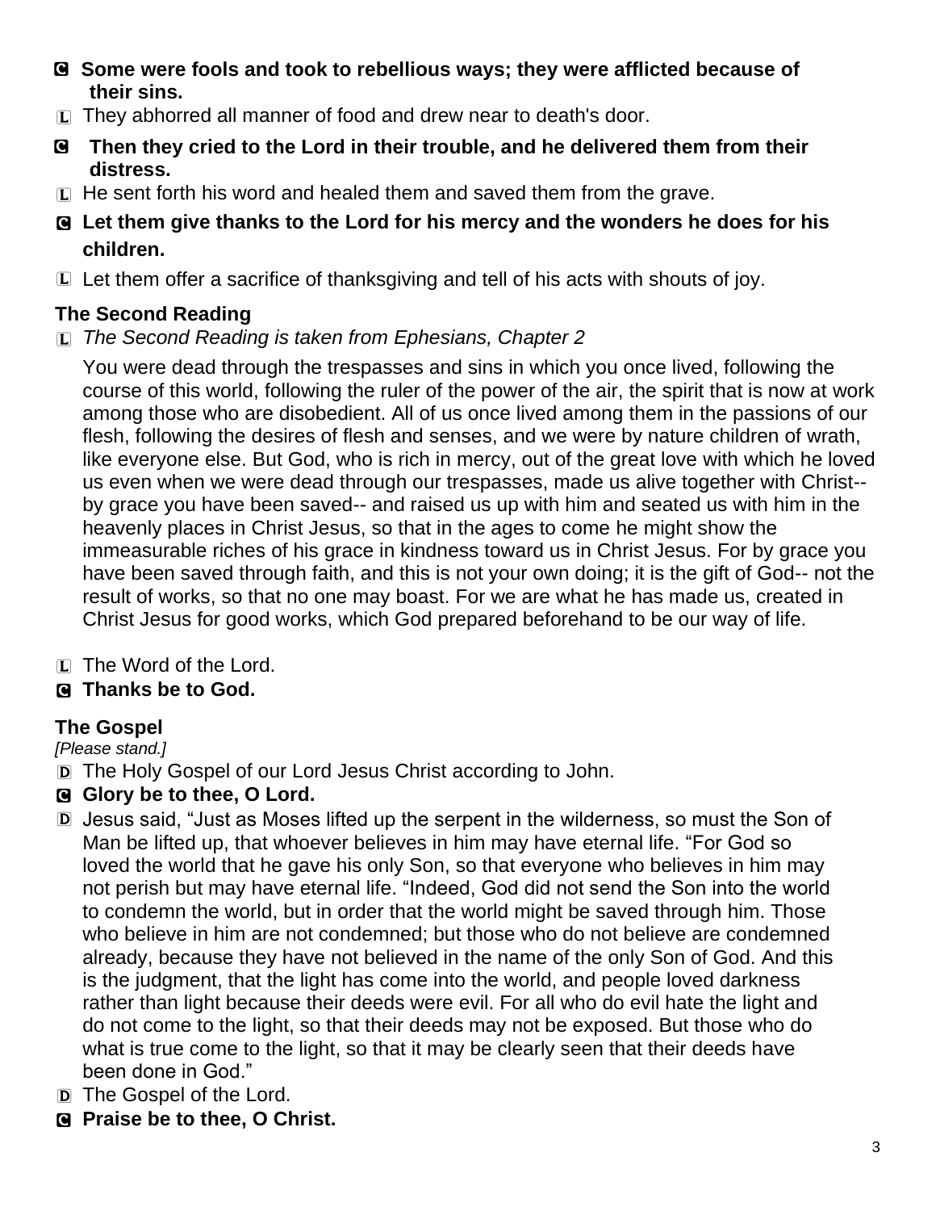C **Some were fools and took to rebellious ways; they were afflicted because of their sins.**

L They abhorred all manner of food and drew near to death's door.

C **Then they cried to the Lord in their trouble, and he delivered them from their distress.**

L He sent forth his word and healed them and saved them from the grave.

C **Let them give thanks to the Lord for his mercy and the wonders he does for his children.**

L Let them offer a sacrifice of thanksgiving and tell of his acts with shouts of joy.

### The Second Reading

L *The Second Reading is taken from Ephesians, Chapter 2*

You were dead through the trespasses and sins in which you once lived, following the course of this world, following the ruler of the power of the air, the spirit that is now at work among those who are disobedient. All of us once lived among them in the passions of our flesh, following the desires of flesh and senses, and we were by nature children of wrath, like everyone else. But God, who is rich in mercy, out of the great love with which he loved us even when we were dead through our trespasses, made us alive together with Christ-- by grace you have been saved-- and raised us up with him and seated us with him in the heavenly places in Christ Jesus, so that in the ages to come he might show the immeasurable riches of his grace in kindness toward us in Christ Jesus. For by grace you have been saved through faith, and this is not your own doing; it is the gift of God-- not the result of works, so that no one may boast. For we are what he has made us, created in Christ Jesus for good works, which God prepared beforehand to be our way of life.

L The Word of the Lord.

C **Thanks be to God.**

### The Gospel

*[Please stand.]*

D The Holy Gospel of our Lord Jesus Christ according to John.

C **Glory be to thee, O Lord.**

D Jesus said, "Just as Moses lifted up the serpent in the wilderness, so must the Son of Man be lifted up, that whoever believes in him may have eternal life. "For God so loved the world that he gave his only Son, so that everyone who believes in him may not perish but may have eternal life. "Indeed, God did not send the Son into the world to condemn the world, but in order that the world might be saved through him. Those who believe in him are not condemned; but those who do not believe are condemned already, because they have not believed in the name of the only Son of God. And this is the judgment, that the light has come into the world, and people loved darkness rather than light because their deeds were evil. For all who do evil hate the light and do not come to the light, so that their deeds may not be exposed. But those who do what is true come to the light, so that it may be clearly seen that their deeds have been done in God."

D The Gospel of the Lord.

C **Praise be to thee, O Christ.**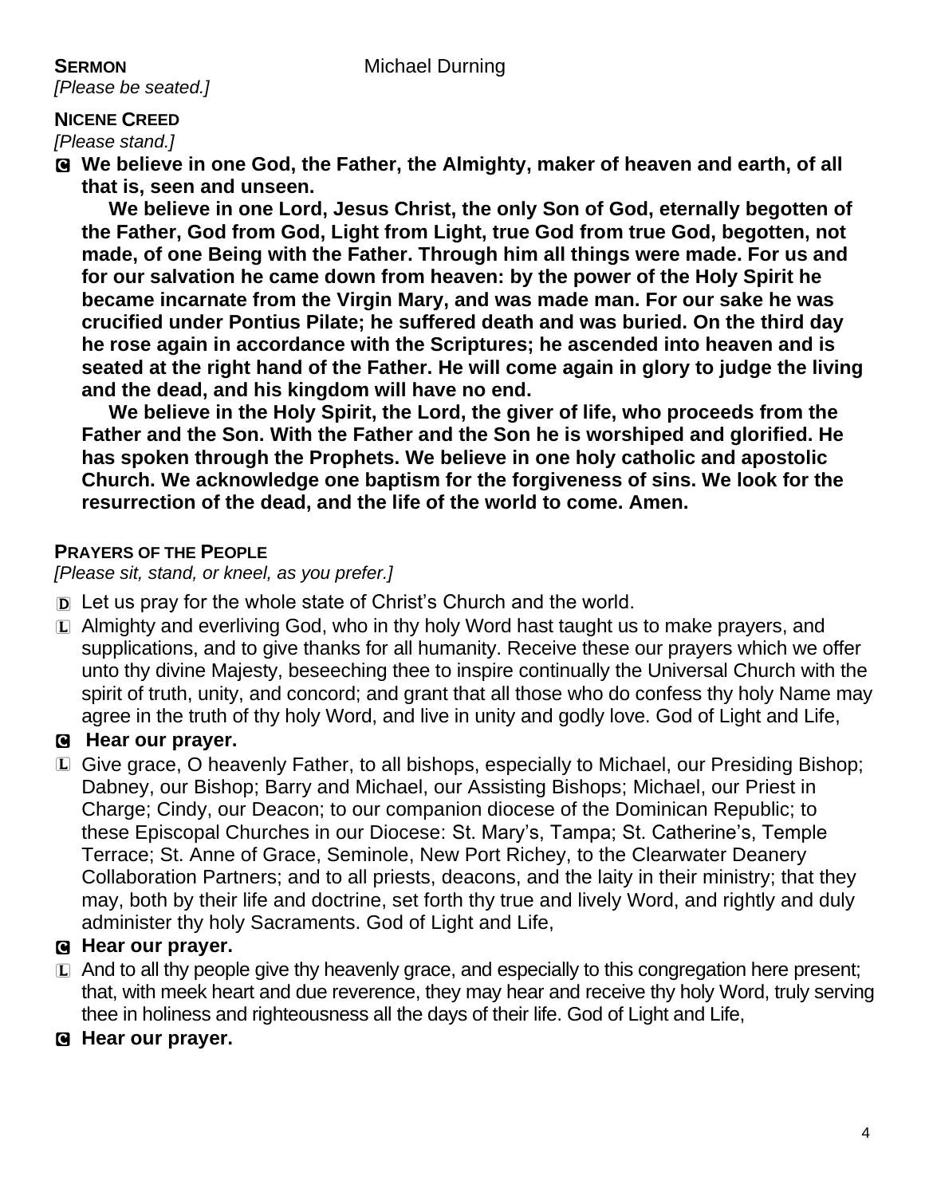**SERMON** Michael Durning

*[Please be seated.]*

**NICENE CREED**

*[Please stand.]*

C **We believe in one God, the Father, the Almighty, maker of heaven and earth, of all that is, seen and unseen.**

**We believe in one Lord, Jesus Christ, the only Son of God, eternally begotten of the Father, God from God, Light from Light, true God from true God, begotten, not made, of one Being with the Father. Through him all things were made. For us and for our salvation he came down from heaven: by the power of the Holy Spirit he became incarnate from the Virgin Mary, and was made man. For our sake he was crucified under Pontius Pilate; he suffered death and was buried. On the third day he rose again in accordance with the Scriptures; he ascended into heaven and is seated at the right hand of the Father. He will come again in glory to judge the living and the dead, and his kingdom will have no end.**

**We believe in the Holy Spirit, the Lord, the giver of life, who proceeds from the Father and the Son. With the Father and the Son he is worshiped and glorified. He has spoken through the Prophets. We believe in one holy catholic and apostolic Church. We acknowledge one baptism for the forgiveness of sins. We look for the resurrection of the dead, and the life of the world to come. Amen.**

**PRAYERS OF THE PEOPLE**

*[Please sit, stand, or kneel, as you prefer.]*

D Let us pray for the whole state of Christ's Church and the world.

L Almighty and everliving God, who in thy holy Word hast taught us to make prayers, and supplications, and to give thanks for all humanity. Receive these our prayers which we offer unto thy divine Majesty, beseeching thee to inspire continually the Universal Church with the spirit of truth, unity, and concord; and grant that all those who do confess thy holy Name may agree in the truth of thy holy Word, and live in unity and godly love. God of Light and Life,

C **Hear our prayer.**

L Give grace, O heavenly Father, to all bishops, especially to Michael, our Presiding Bishop; Dabney, our Bishop; Barry and Michael, our Assisting Bishops; Michael, our Priest in Charge; Cindy, our Deacon; to our companion diocese of the Dominican Republic; to these Episcopal Churches in our Diocese: St. Mary's, Tampa; St. Catherine's, Temple Terrace; St. Anne of Grace, Seminole, New Port Richey, to the Clearwater Deanery Collaboration Partners; and to all priests, deacons, and the laity in their ministry; that they may, both by their life and doctrine, set forth thy true and lively Word, and rightly and duly administer thy holy Sacraments. God of Light and Life,

C **Hear our prayer.**

L And to all thy people give thy heavenly grace, and especially to this congregation here present; that, with meek heart and due reverence, they may hear and receive thy holy Word, truly serving thee in holiness and righteousness all the days of their life. God of Light and Life,

C **Hear our prayer.**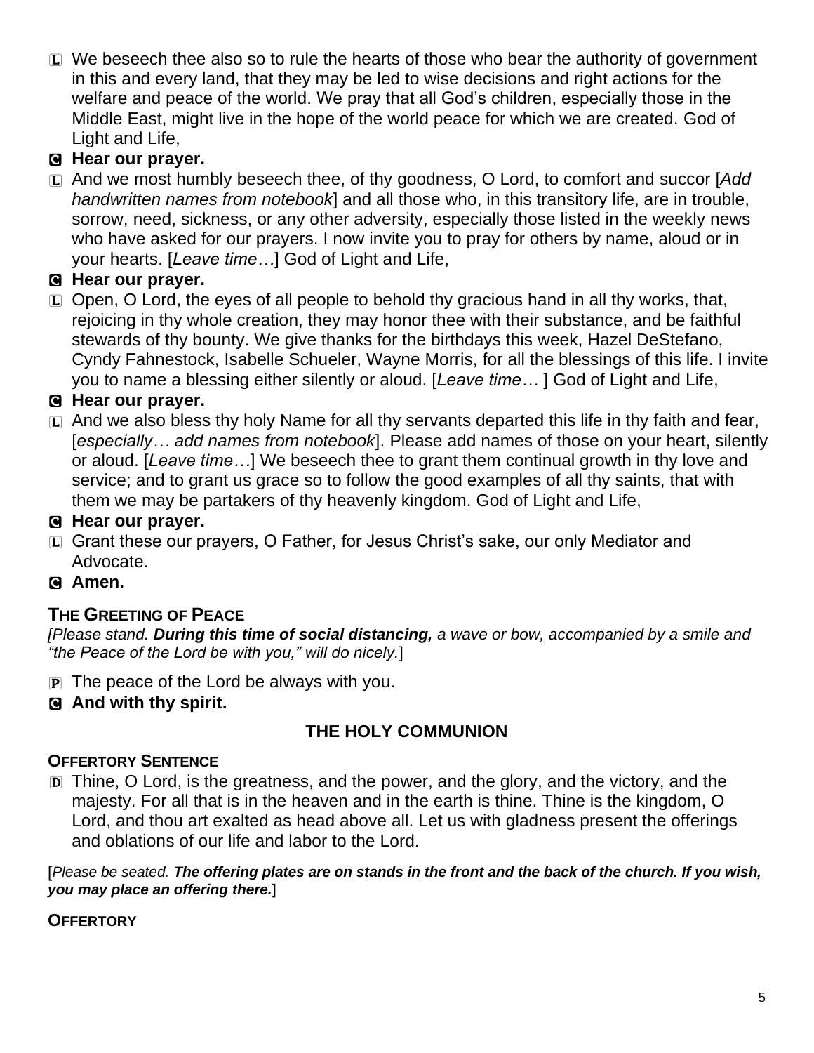L We beseech thee also so to rule the hearts of those who bear the authority of government in this and every land, that they may be led to wise decisions and right actions for the welfare and peace of the world. We pray that all God's children, especially those in the Middle East, might live in the hope of the world peace for which we are created. God of Light and Life,

C **Hear our prayer.**

L And we most humbly beseech thee, of thy goodness, O Lord, to comfort and succor [*Add handwritten names from notebook*] and all those who, in this transitory life, are in trouble, sorrow, need, sickness, or any other adversity, especially those listed in the weekly news who have asked for our prayers. I now invite you to pray for others by name, aloud or in your hearts. [*Leave time…*] God of Light and Life,

C **Hear our prayer.**

L Open, O Lord, the eyes of all people to behold thy gracious hand in all thy works, that, rejoicing in thy whole creation, they may honor thee with their substance, and be faithful stewards of thy bounty. We give thanks for the birthdays this week, Hazel DeStefano, Cyndy Fahnestock, Isabelle Schueler, Wayne Morris, for all the blessings of this life. I invite you to name a blessing either silently or aloud. [*Leave time…* ] God of Light and Life,

C **Hear our prayer.**

L And we also bless thy holy Name for all thy servants departed this life in thy faith and fear, [*especially… add names from notebook*]. Please add names of those on your heart, silently or aloud. [*Leave time…*] We beseech thee to grant them continual growth in thy love and service; and to grant us grace so to follow the good examples of all thy saints, that with them we may be partakers of thy heavenly kingdom. God of Light and Life,

C **Hear our prayer.**

L Grant these our prayers, O Father, for Jesus Christ's sake, our only Mediator and Advocate.

C **Amen.**

### THE GREETING OF PEACE

*[Please stand.* ***During this time of social distancing,*** *a wave or bow, accompanied by a smile and "the Peace of the Lord be with you," will do nicely.*]

P The peace of the Lord be always with you.

C **And with thy spirit.**

## THE HOLY COMMUNION

### OFFERTORY SENTENCE

D Thine, O Lord, is the greatness, and the power, and the glory, and the victory, and the majesty. For all that is in the heaven and in the earth is thine. Thine is the kingdom, O Lord, and thou art exalted as head above all. Let us with gladness present the offerings and oblations of our life and labor to the Lord.

[*Please be seated.* ***The offering plates are on stands in the front and the back of the church. If you wish, you may place an offering there.***]

### OFFERTORY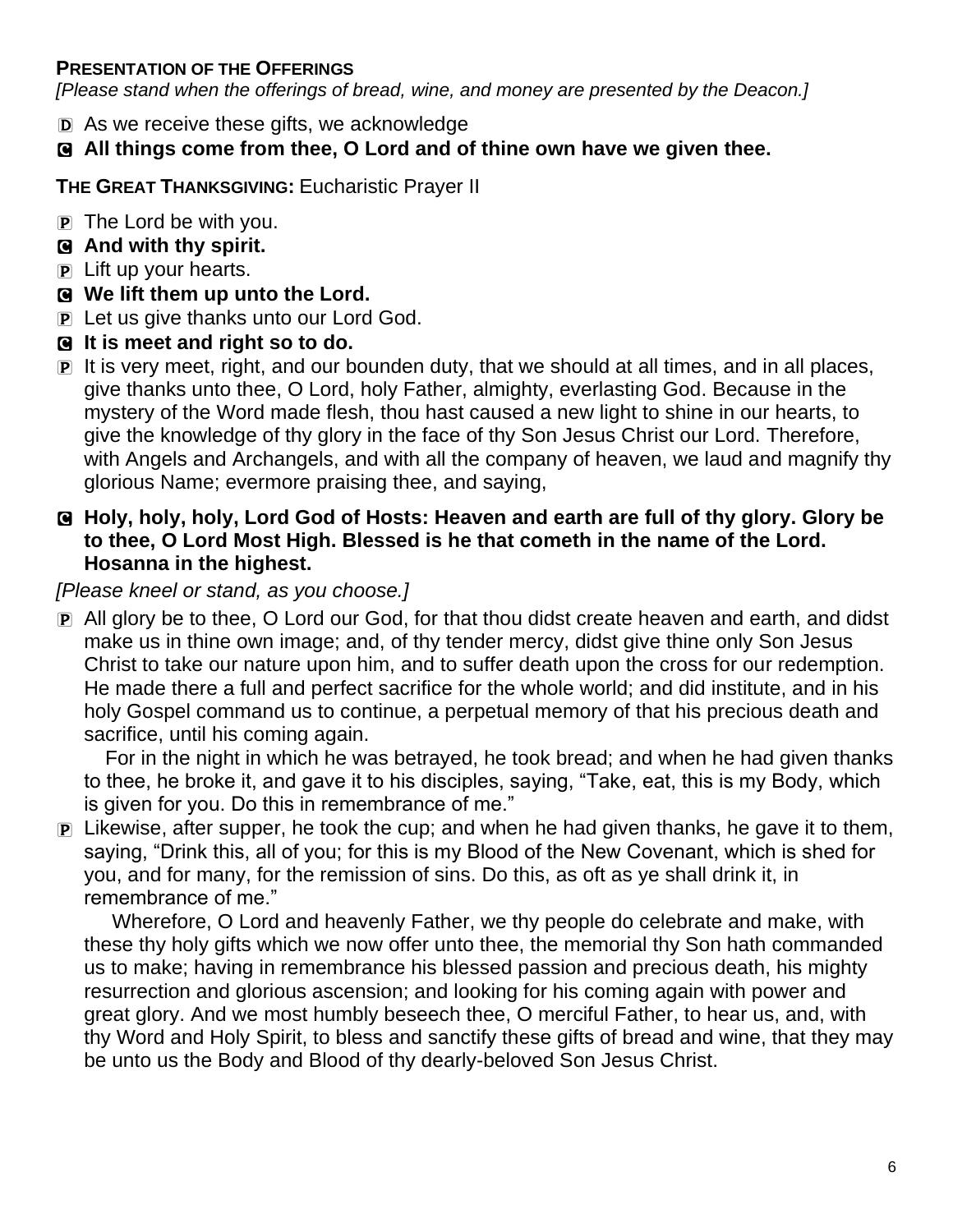**PRESENTATION OF THE OFFERINGS**

*[Please stand when the offerings of bread, wine, and money are presented by the Deacon.]*

D As we receive these gifts, we acknowledge

C **All things come from thee, O Lord and of thine own have we given thee.**

**THE GREAT THANKSGIVING:** Eucharistic Prayer II

P The Lord be with you.

C **And with thy spirit.**

P Lift up your hearts.

C **We lift them up unto the Lord.**

P Let us give thanks unto our Lord God.

C **It is meet and right so to do.**

P It is very meet, right, and our bounden duty, that we should at all times, and in all places, give thanks unto thee, O Lord, holy Father, almighty, everlasting God. Because in the mystery of the Word made flesh, thou hast caused a new light to shine in our hearts, to give the knowledge of thy glory in the face of thy Son Jesus Christ our Lord. Therefore, with Angels and Archangels, and with all the company of heaven, we laud and magnify thy glorious Name; evermore praising thee, and saying,

C **Holy, holy, holy, Lord God of Hosts: Heaven and earth are full of thy glory. Glory be to thee, O Lord Most High. Blessed is he that cometh in the name of the Lord. Hosanna in the highest.**

*[Please kneel or stand, as you choose.]*

P All glory be to thee, O Lord our God, for that thou didst create heaven and earth, and didst make us in thine own image; and, of thy tender mercy, didst give thine only Son Jesus Christ to take our nature upon him, and to suffer death upon the cross for our redemption. He made there a full and perfect sacrifice for the whole world; and did institute, and in his holy Gospel command us to continue, a perpetual memory of that his precious death and sacrifice, until his coming again.

For in the night in which he was betrayed, he took bread; and when he had given thanks to thee, he broke it, and gave it to his disciples, saying, "Take, eat, this is my Body, which is given for you. Do this in remembrance of me."

P Likewise, after supper, he took the cup; and when he had given thanks, he gave it to them, saying, "Drink this, all of you; for this is my Blood of the New Covenant, which is shed for you, and for many, for the remission of sins. Do this, as oft as ye shall drink it, in remembrance of me."

Wherefore, O Lord and heavenly Father, we thy people do celebrate and make, with these thy holy gifts which we now offer unto thee, the memorial thy Son hath commanded us to make; having in remembrance his blessed passion and precious death, his mighty resurrection and glorious ascension; and looking for his coming again with power and great glory. And we most humbly beseech thee, O merciful Father, to hear us, and, with thy Word and Holy Spirit, to bless and sanctify these gifts of bread and wine, that they may be unto us the Body and Blood of thy dearly-beloved Son Jesus Christ.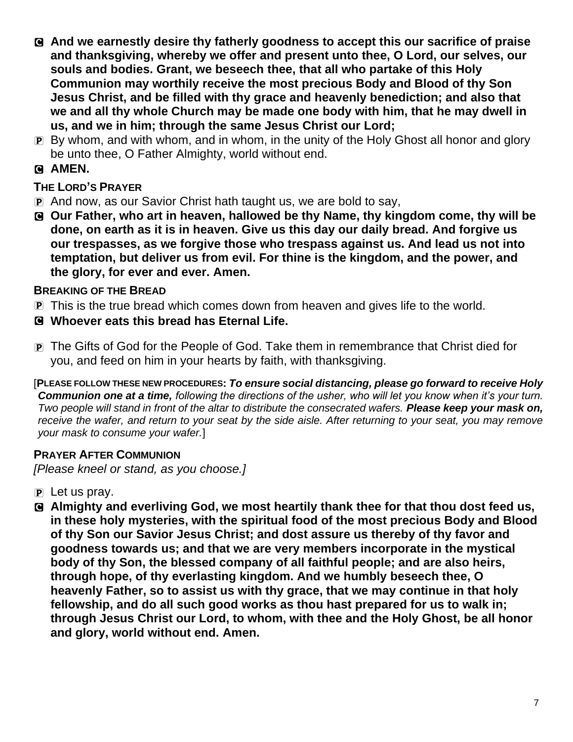C **And we earnestly desire thy fatherly goodness to accept this our sacrifice of praise and thanksgiving, whereby we offer and present unto thee, O Lord, our selves, our souls and bodies. Grant, we beseech thee, that all who partake of this Holy Communion may worthily receive the most precious Body and Blood of thy Son Jesus Christ, and be filled with thy grace and heavenly benediction; and also that we and all thy whole Church may be made one body with him, that he may dwell in us, and we in him; through the same Jesus Christ our Lord;**

P By whom, and with whom, and in whom, in the unity of the Holy Ghost all honor and glory be unto thee, O Father Almighty, world without end.

C **AMEN.**

### The Lord's Prayer

P And now, as our Savior Christ hath taught us, we are bold to say,

C **Our Father, who art in heaven, hallowed be thy Name, thy kingdom come, thy will be done, on earth as it is in heaven. Give us this day our daily bread. And forgive us our trespasses, as we forgive those who trespass against us. And lead us not into temptation, but deliver us from evil. For thine is the kingdom, and the power, and the glory, for ever and ever. Amen.**

### Breaking of the Bread

P This is the true bread which comes down from heaven and gives life to the world.

C **Whoever eats this bread has Eternal Life.**

P The Gifts of God for the People of God. Take them in remembrance that Christ died for you, and feed on him in your hearts by faith, with thanksgiving.

[**PLEASE FOLLOW THESE NEW PROCEDURES:** ***To ensure social distancing, please go forward to receive Holy Communion one at a time,*** *following the directions of the usher, who will let you know when it's your turn. Two people will stand in front of the altar to distribute the consecrated wafers.* ***Please keep your mask on,*** *receive the wafer, and return to your seat by the side aisle. After returning to your seat, you may remove your mask to consume your wafer.*]

### Prayer After Communion

*[Please kneel or stand, as you choose.]*

P Let us pray.

C **Almighty and everliving God, we most heartily thank thee for that thou dost feed us, in these holy mysteries, with the spiritual food of the most precious Body and Blood of thy Son our Savior Jesus Christ; and dost assure us thereby of thy favor and goodness towards us; and that we are very members incorporate in the mystical body of thy Son, the blessed company of all faithful people; and are also heirs, through hope, of thy everlasting kingdom. And we humbly beseech thee, O heavenly Father, so to assist us with thy grace, that we may continue in that holy fellowship, and do all such good works as thou hast prepared for us to walk in; through Jesus Christ our Lord, to whom, with thee and the Holy Ghost, be all honor and glory, world without end. Amen.**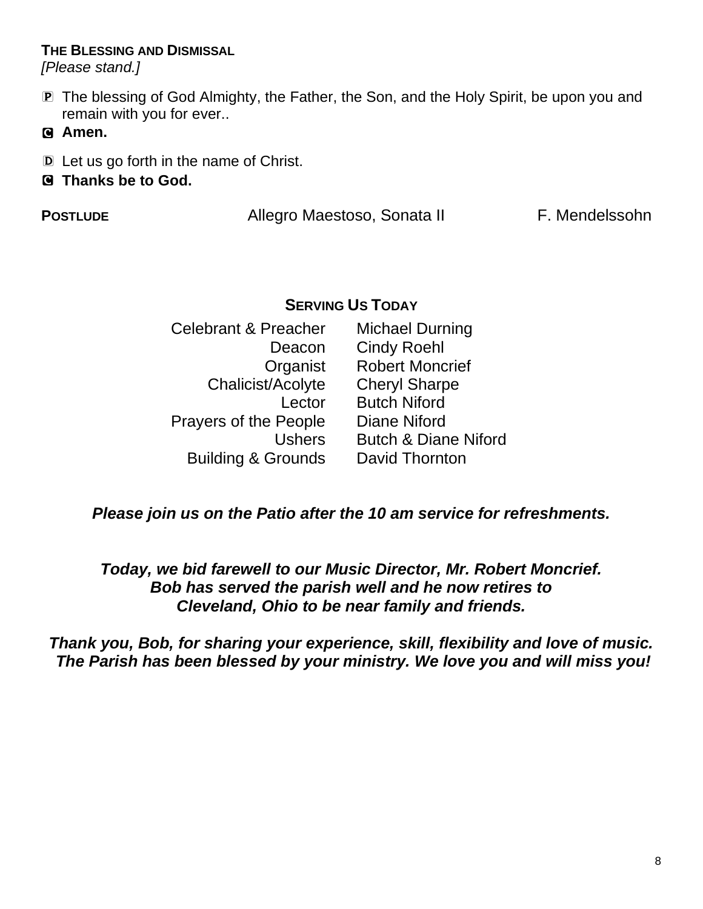**THE BLESSING AND DISMISSAL**
*[Please stand.]*

P The blessing of God Almighty, the Father, the Son, and the Holy Spirit, be upon you and remain with you for ever..

C **Amen.**

D Let us go forth in the name of Christ.

C **Thanks be to God.**

**POSTLUDE** Allegro Maestoso, Sonata II F. Mendelssohn

**SERVING US TODAY**

| | |
|---|---|
| Celebrant & Preacher | Michael Durning |
| Deacon | Cindy Roehl |
| Organist | Robert Moncrief |
| Chalicist/Acolyte | Cheryl Sharpe |
| Lector | Butch Niford |
| Prayers of the People | Diane Niford |
| Ushers | Butch & Diane Niford |
| Building & Grounds | David Thornton |

***Please join us on the Patio after the 10 am service for refreshments.***

***Today, we bid farewell to our Music Director, Mr. Robert Moncrief. Bob has served the parish well and he now retires to Cleveland, Ohio to be near family and friends.***

***Thank you, Bob, for sharing your experience, skill, flexibility and love of music. The Parish has been blessed by your ministry. We love you and will miss you!***